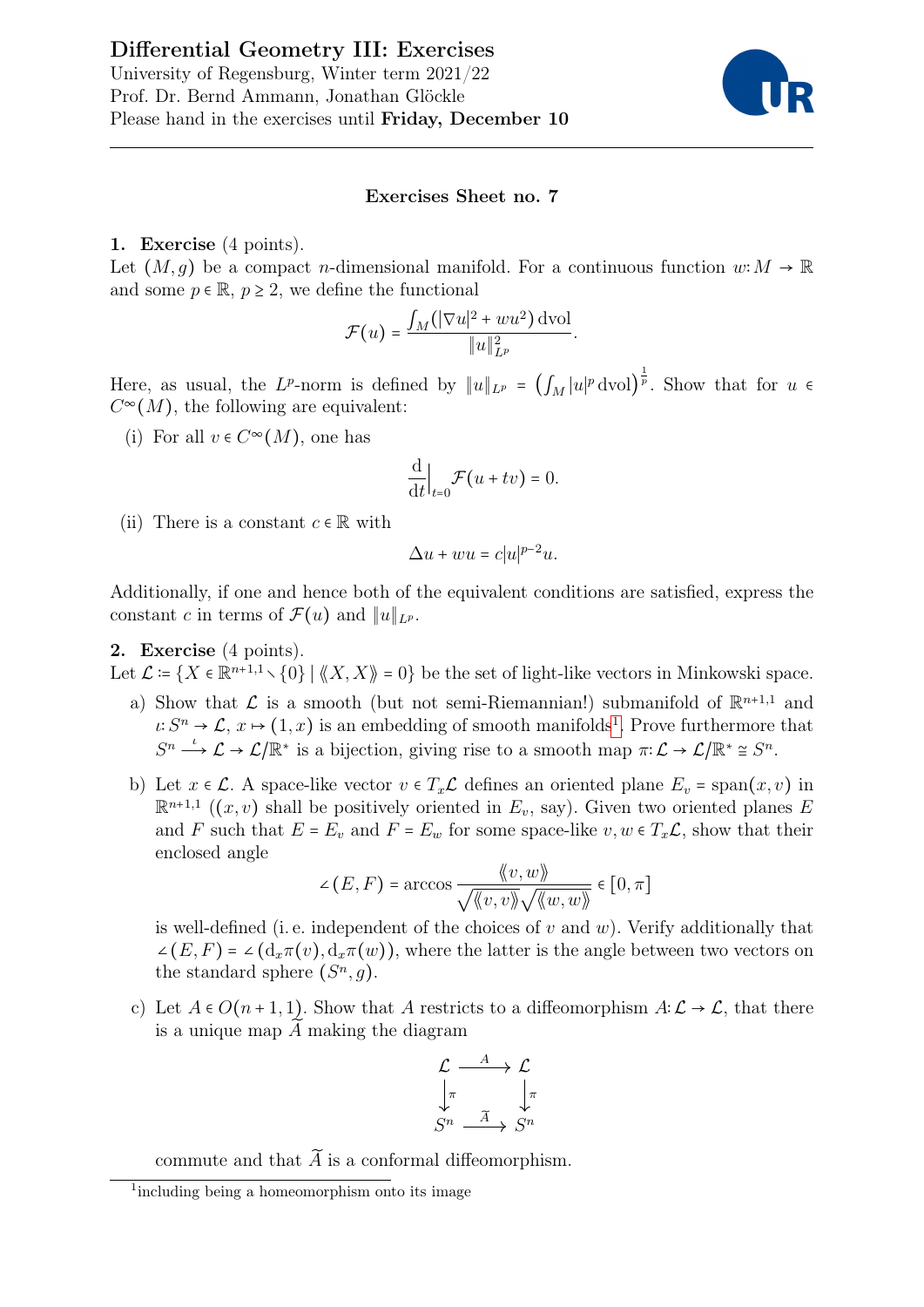# Differential Geometry III: Exercises

University of Regensburg, Winter term 2021/22
Prof. Dr. Bernd Ammann, Jonathan Glöckle
Please hand in the exercises until **Friday, December 10**

---

### Exercises Sheet no. 7

**1. Exercise** (4 points).
Let $(M,g)$ be a compact $n$-dimensional manifold. For a continuous function $w\colon M \to \mathbb{R}$ and some $p \in \mathbb{R}$, $p \geq 2$, we define the functional

$$\mathcal{F}(u) = \frac{\int_M (|\nabla u|^2 + wu^2)\,\mathrm{dvol}}{\|u\|_{L^p}^2}.$$

Here, as usual, the $L^p$-norm is defined by $\|u\|_{L^p} = \left(\int_M |u|^p\,\mathrm{dvol}\right)^{\frac{1}{p}}$. Show that for $u \in C^\infty(M)$, the following are equivalent:

(i) For all $v \in C^\infty(M)$, one has

$$\frac{\mathrm{d}}{\mathrm{d}t}\Big|_{t=0} \mathcal{F}(u+tv) = 0.$$

(ii) There is a constant $c \in \mathbb{R}$ with

$$\Delta u + wu = c|u|^{p-2}u.$$

Additionally, if one and hence both of the equivalent conditions are satisfied, express the constant $c$ in terms of $\mathcal{F}(u)$ and $\|u\|_{L^p}$.

**2. Exercise** (4 points).
Let $\mathcal{L} := \{X \in \mathbb{R}^{n+1,1} \smallsetminus \{0\} \mid \langle\!\langle X, X\rangle\!\rangle = 0\}$ be the set of light-like vectors in Minkowski space.

a) Show that $\mathcal{L}$ is a smooth (but not semi-Riemannian!) submanifold of $\mathbb{R}^{n+1,1}$ and $\iota\colon S^n \to \mathcal{L}$, $x \mapsto (1,x)$ is an embedding of smooth manifolds[1]. Prove furthermore that $S^n \xrightarrow{\iota} \mathcal{L} \to \mathcal{L}/\mathbb{R}^* $ is a bijection, giving rise to a smooth map $\pi\colon \mathcal{L} \to \mathcal{L}/\mathbb{R}^* \cong S^n$.

b) Let $x \in \mathcal{L}$. A space-like vector $v \in T_x\mathcal{L}$ defines an oriented plane $E_v = \operatorname{span}(x,v)$ in $\mathbb{R}^{n+1,1}$ ($(x,v)$ shall be positively oriented in $E_v$, say). Given two oriented planes $E$ and $F$ such that $E = E_v$ and $F = E_w$ for some space-like $v, w \in T_x\mathcal{L}$, show that their enclosed angle

$$\angle(E,F) = \arccos\frac{\langle\!\langle v,w\rangle\!\rangle}{\sqrt{\langle\!\langle v,v\rangle\!\rangle}\sqrt{\langle\!\langle w,w\rangle\!\rangle}} \in [0,\pi]$$

is well-defined (i. e. independent of the choices of $v$ and $w$). Verify additionally that $\angle(E,F) = \angle(\mathrm{d}_x\pi(v), \mathrm{d}_x\pi(w))$, where the latter is the angle between two vectors on the standard sphere $(S^n, g)$.

c) Let $A \in O(n+1,1)$. Show that $A$ restricts to a diffeomorphism $A\colon \mathcal{L} \to \mathcal{L}$, that there is a unique map $\widetilde{A}$ making the diagram

$$\begin{array}{ccc} \mathcal{L} & \xrightarrow{A} & \mathcal{L} \\ \downarrow{\scriptstyle \pi} & & \downarrow{\scriptstyle \pi} \\ S^n & \xrightarrow{\widetilde{A}} & S^n \end{array}$$

commute and that $\widetilde{A}$ is a conformal diffeomorphism.

---

[1] including being a homeomorphism onto its image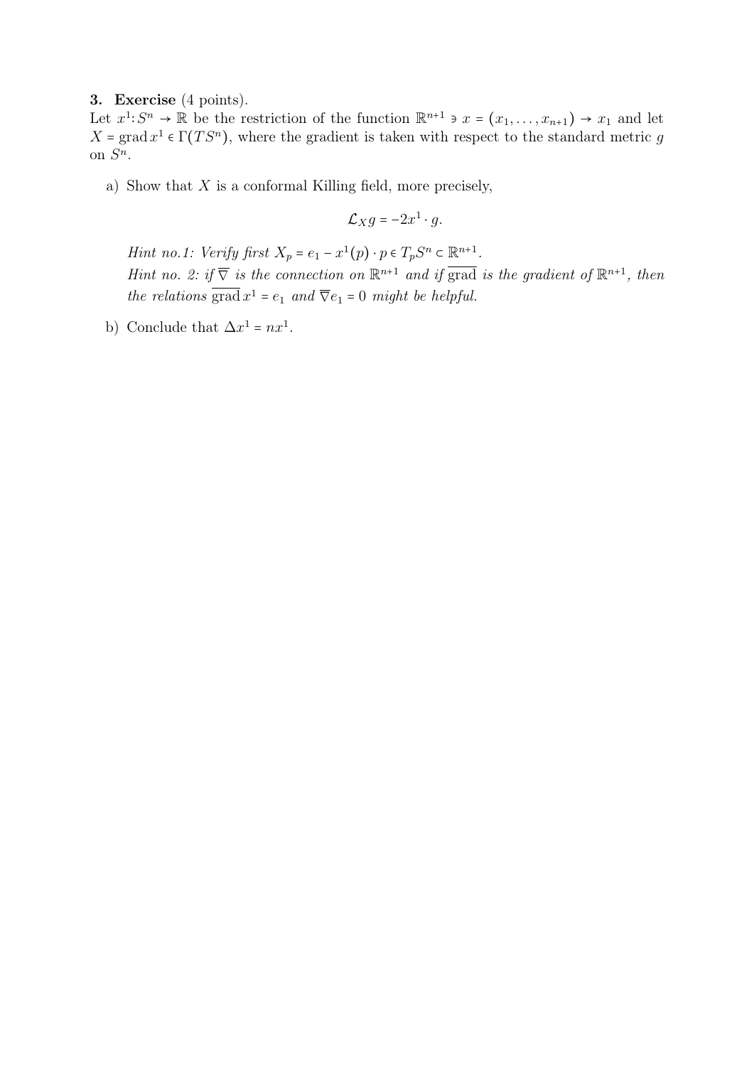**3. Exercise** (4 points).

Let $x^1 \colon S^n \to \mathbb{R}$ be the restriction of the function $\mathbb{R}^{n+1} \ni x = (x_1, \dots, x_{n+1}) \to x_1$ and let $X = \operatorname{grad} x^1 \in \Gamma(TS^n)$, where the gradient is taken with respect to the standard metric $g$ on $S^n$.

a) Show that $X$ is a conformal Killing field, more precisely,

$$\mathcal{L}_X g = -2x^1 \cdot g.$$

*Hint no.1: Verify first* $X_p = e_1 - x^1(p) \cdot p \in T_p S^n \subset \mathbb{R}^{n+1}$.

*Hint no. 2: if* $\overline{\nabla}$ *is the connection on* $\mathbb{R}^{n+1}$ *and if* $\overline{\operatorname{grad}}$ *is the gradient of* $\mathbb{R}^{n+1}$*, then the relations* $\overline{\operatorname{grad}}\, x^1 = e_1$ *and* $\overline{\nabla} e_1 = 0$ *might be helpful.*

b) Conclude that $\Delta x^1 = n x^1$.